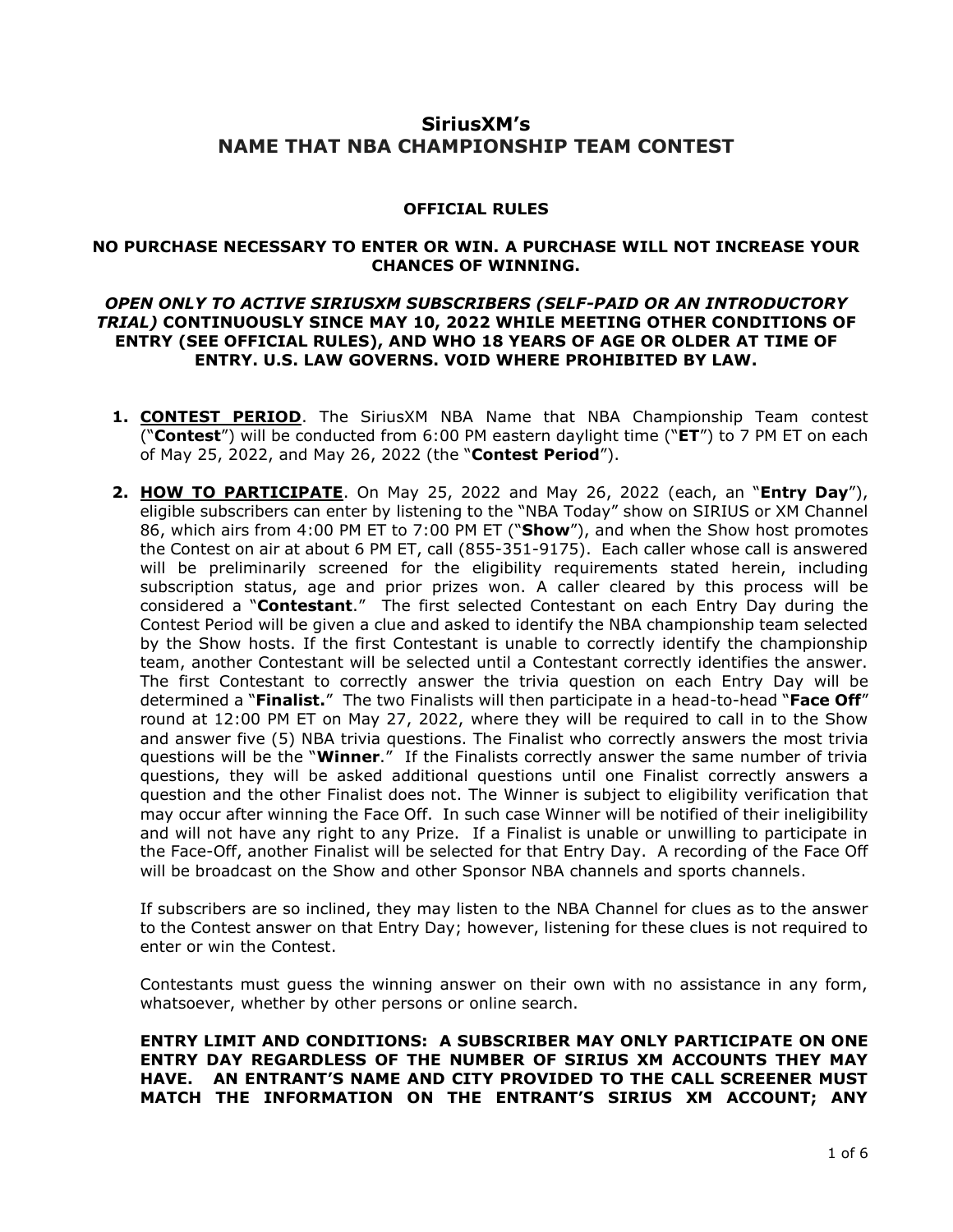# SiriusXM's NAME THAT NBA CHAMPIONSHIP TEAM CONTEST

## OFFICIAL RULES

**NO PURCHASE NECESSARY TO ENTER OR WIN. A PURCHASE WILL NOT INCREASE YOUR CHANCES OF WINNING.**

***OPEN ONLY TO ACTIVE SIRIUSXM SUBSCRIBERS (SELF-PAID OR AN INTRODUCTORY TRIAL)*** **CONTINUOUSLY SINCE MAY 10, 2022 WHILE MEETING OTHER CONDITIONS OF ENTRY (SEE OFFICIAL RULES), AND WHO 18 YEARS OF AGE OR OLDER AT TIME OF ENTRY. U.S. LAW GOVERNS. VOID WHERE PROHIBITED BY LAW.**

1. **CONTEST PERIOD**. The SiriusXM NBA Name that NBA Championship Team contest ("**Contest**") will be conducted from 6:00 PM eastern daylight time ("**ET**") to 7 PM ET on each of May 25, 2022, and May 26, 2022 (the "**Contest Period**").

2. **HOW TO PARTICIPATE**. On May 25, 2022 and May 26, 2022 (each, an "**Entry Day**"), eligible subscribers can enter by listening to the "NBA Today" show on SIRIUS or XM Channel 86, which airs from 4:00 PM ET to 7:00 PM ET ("**Show**"), and when the Show host promotes the Contest on air at about 6 PM ET, call (855-351-9175). Each caller whose call is answered will be preliminarily screened for the eligibility requirements stated herein, including subscription status, age and prior prizes won. A caller cleared by this process will be considered a "**Contestant**." The first selected Contestant on each Entry Day during the Contest Period will be given a clue and asked to identify the NBA championship team selected by the Show hosts. If the first Contestant is unable to correctly identify the championship team, another Contestant will be selected until a Contestant correctly identifies the answer. The first Contestant to correctly answer the trivia question on each Entry Day will be determined a "**Finalist.**" The two Finalists will then participate in a head-to-head "**Face Off**" round at 12:00 PM ET on May 27, 2022, where they will be required to call in to the Show and answer five (5) NBA trivia questions. The Finalist who correctly answers the most trivia questions will be the "**Winner**." If the Finalists correctly answer the same number of trivia questions, they will be asked additional questions until one Finalist correctly answers a question and the other Finalist does not. The Winner is subject to eligibility verification that may occur after winning the Face Off. In such case Winner will be notified of their ineligibility and will not have any right to any Prize. If a Finalist is unable or unwilling to participate in the Face-Off, another Finalist will be selected for that Entry Day. A recording of the Face Off will be broadcast on the Show and other Sponsor NBA channels and sports channels.

   If subscribers are so inclined, they may listen to the NBA Channel for clues as to the answer to the Contest answer on that Entry Day; however, listening for these clues is not required to enter or win the Contest.

   Contestants must guess the winning answer on their own with no assistance in any form, whatsoever, whether by other persons or online search.

   **ENTRY LIMIT AND CONDITIONS: A SUBSCRIBER MAY ONLY PARTICIPATE ON ONE ENTRY DAY REGARDLESS OF THE NUMBER OF SIRIUS XM ACCOUNTS THEY MAY HAVE. AN ENTRANT'S NAME AND CITY PROVIDED TO THE CALL SCREENER MUST MATCH THE INFORMATION ON THE ENTRANT'S SIRIUS XM ACCOUNT; ANY**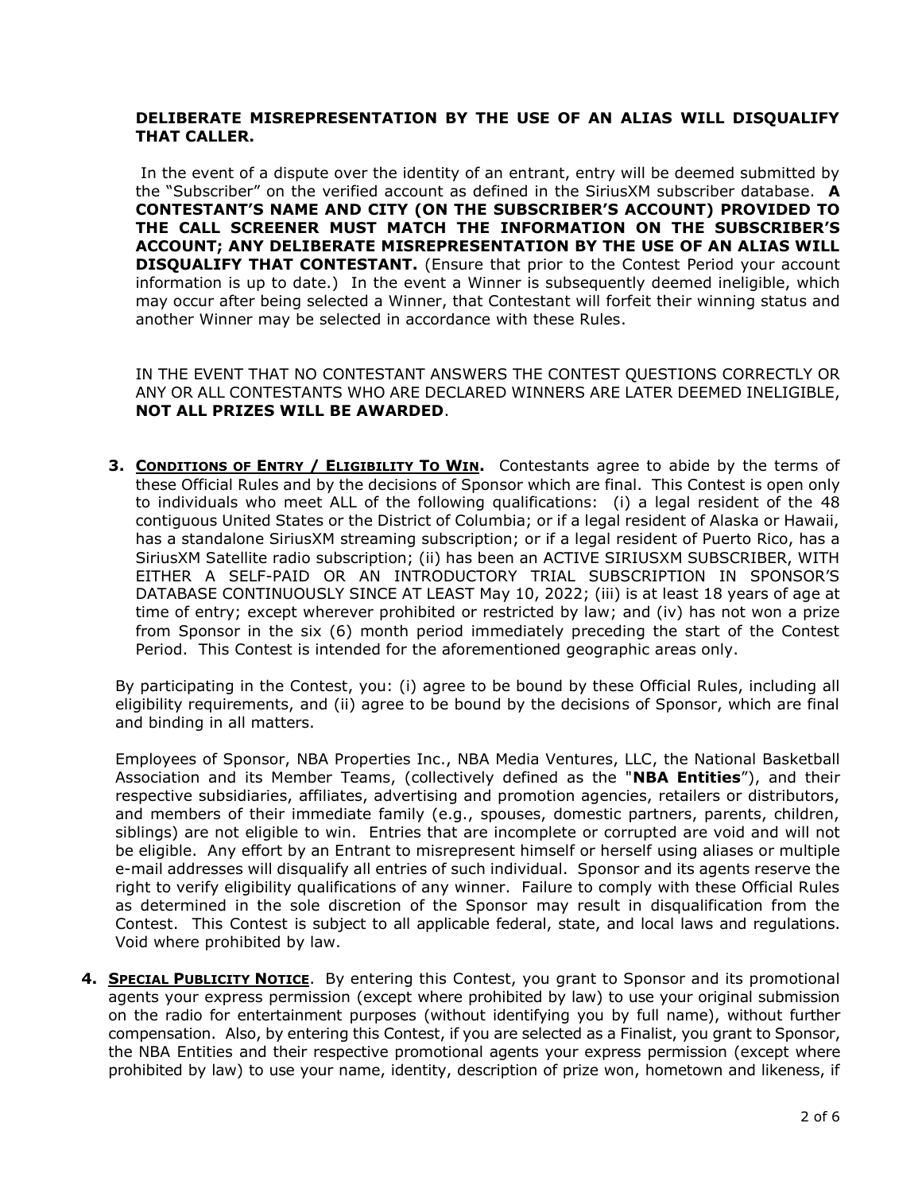**DELIBERATE MISREPRESENTATION BY THE USE OF AN ALIAS WILL DISQUALIFY THAT CALLER.**

In the event of a dispute over the identity of an entrant, entry will be deemed submitted by the "Subscriber" on the verified account as defined in the SiriusXM subscriber database. **A CONTESTANT'S NAME AND CITY (ON THE SUBSCRIBER'S ACCOUNT) PROVIDED TO THE CALL SCREENER MUST MATCH THE INFORMATION ON THE SUBSCRIBER'S ACCOUNT; ANY DELIBERATE MISREPRESENTATION BY THE USE OF AN ALIAS WILL DISQUALIFY THAT CONTESTANT.** (Ensure that prior to the Contest Period your account information is up to date.) In the event a Winner is subsequently deemed ineligible, which may occur after being selected a Winner, that Contestant will forfeit their winning status and another Winner may be selected in accordance with these Rules.

IN THE EVENT THAT NO CONTESTANT ANSWERS THE CONTEST QUESTIONS CORRECTLY OR ANY OR ALL CONTESTANTS WHO ARE DECLARED WINNERS ARE LATER DEEMED INELIGIBLE, **NOT ALL PRIZES WILL BE AWARDED**.

3. **CONDITIONS OF ENTRY / ELIGIBILITY TO WIN.** Contestants agree to abide by the terms of these Official Rules and by the decisions of Sponsor which are final. This Contest is open only to individuals who meet ALL of the following qualifications: (i) a legal resident of the 48 contiguous United States or the District of Columbia; or if a legal resident of Alaska or Hawaii, has a standalone SiriusXM streaming subscription; or if a legal resident of Puerto Rico, has a SiriusXM Satellite radio subscription; (ii) has been an ACTIVE SIRIUSXM SUBSCRIBER, WITH EITHER A SELF-PAID OR AN INTRODUCTORY TRIAL SUBSCRIPTION IN SPONSOR'S DATABASE CONTINUOUSLY SINCE AT LEAST May 10, 2022; (iii) is at least 18 years of age at time of entry; except wherever prohibited or restricted by law; and (iv) has not won a prize from Sponsor in the six (6) month period immediately preceding the start of the Contest Period. This Contest is intended for the aforementioned geographic areas only.

   By participating in the Contest, you: (i) agree to be bound by these Official Rules, including all eligibility requirements, and (ii) agree to be bound by the decisions of Sponsor, which are final and binding in all matters.

   Employees of Sponsor, NBA Properties Inc., NBA Media Ventures, LLC, the National Basketball Association and its Member Teams, (collectively defined as the "**NBA Entities**"), and their respective subsidiaries, affiliates, advertising and promotion agencies, retailers or distributors, and members of their immediate family (e.g., spouses, domestic partners, parents, children, siblings) are not eligible to win. Entries that are incomplete or corrupted are void and will not be eligible. Any effort by an Entrant to misrepresent himself or herself using aliases or multiple e-mail addresses will disqualify all entries of such individual. Sponsor and its agents reserve the right to verify eligibility qualifications of any winner. Failure to comply with these Official Rules as determined in the sole discretion of the Sponsor may result in disqualification from the Contest. This Contest is subject to all applicable federal, state, and local laws and regulations. Void where prohibited by law.

4. **SPECIAL PUBLICITY NOTICE**. By entering this Contest, you grant to Sponsor and its promotional agents your express permission (except where prohibited by law) to use your original submission on the radio for entertainment purposes (without identifying you by full name), without further compensation. Also, by entering this Contest, if you are selected as a Finalist, you grant to Sponsor, the NBA Entities and their respective promotional agents your express permission (except where prohibited by law) to use your name, identity, description of prize won, hometown and likeness, if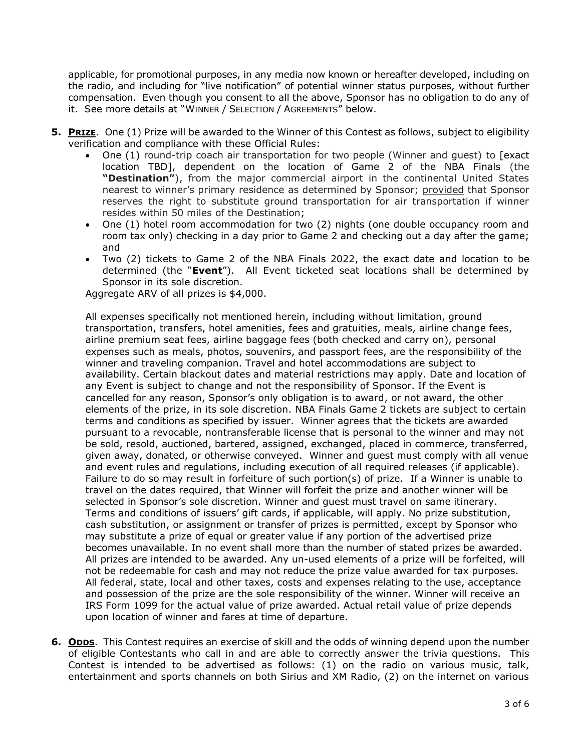applicable, for promotional purposes, in any media now known or hereafter developed, including on the radio, and including for "live notification" of potential winner status purposes, without further compensation. Even though you consent to all the above, Sponsor has no obligation to do any of it. See more details at "WINNER / SELECTION / AGREEMENTS" below.

**5. PRIZE**. One (1) Prize will be awarded to the Winner of this Contest as follows, subject to eligibility verification and compliance with these Official Rules:

- One (1) round-trip coach air transportation for two people (Winner and guest) to [exact location TBD], dependent on the location of Game 2 of the NBA Finals (the **"Destination"**), from the major commercial airport in the continental United States nearest to winner's primary residence as determined by Sponsor; provided that Sponsor reserves the right to substitute ground transportation for air transportation if winner resides within 50 miles of the Destination;
- One (1) hotel room accommodation for two (2) nights (one double occupancy room and room tax only) checking in a day prior to Game 2 and checking out a day after the game; and
- Two (2) tickets to Game 2 of the NBA Finals 2022, the exact date and location to be determined (the "**Event**"). All Event ticketed seat locations shall be determined by Sponsor in its sole discretion.

Aggregate ARV of all prizes is $4,000.

All expenses specifically not mentioned herein, including without limitation, ground transportation, transfers, hotel amenities, fees and gratuities, meals, airline change fees, airline premium seat fees, airline baggage fees (both checked and carry on), personal expenses such as meals, photos, souvenirs, and passport fees, are the responsibility of the winner and traveling companion. Travel and hotel accommodations are subject to availability. Certain blackout dates and material restrictions may apply. Date and location of any Event is subject to change and not the responsibility of Sponsor. If the Event is cancelled for any reason, Sponsor's only obligation is to award, or not award, the other elements of the prize, in its sole discretion. NBA Finals Game 2 tickets are subject to certain terms and conditions as specified by issuer. Winner agrees that the tickets are awarded pursuant to a revocable, nontransferable license that is personal to the winner and may not be sold, resold, auctioned, bartered, assigned, exchanged, placed in commerce, transferred, given away, donated, or otherwise conveyed. Winner and guest must comply with all venue and event rules and regulations, including execution of all required releases (if applicable). Failure to do so may result in forfeiture of such portion(s) of prize. If a Winner is unable to travel on the dates required, that Winner will forfeit the prize and another winner will be selected in Sponsor's sole discretion. Winner and guest must travel on same itinerary. Terms and conditions of issuers' gift cards, if applicable, will apply. No prize substitution, cash substitution, or assignment or transfer of prizes is permitted, except by Sponsor who may substitute a prize of equal or greater value if any portion of the advertised prize becomes unavailable. In no event shall more than the number of stated prizes be awarded. All prizes are intended to be awarded. Any un-used elements of a prize will be forfeited, will not be redeemable for cash and may not reduce the prize value awarded for tax purposes. All federal, state, local and other taxes, costs and expenses relating to the use, acceptance and possession of the prize are the sole responsibility of the winner. Winner will receive an IRS Form 1099 for the actual value of prize awarded. Actual retail value of prize depends upon location of winner and fares at time of departure.

**6. ODDS**. This Contest requires an exercise of skill and the odds of winning depend upon the number of eligible Contestants who call in and are able to correctly answer the trivia questions. This Contest is intended to be advertised as follows: (1) on the radio on various music, talk, entertainment and sports channels on both Sirius and XM Radio, (2) on the internet on various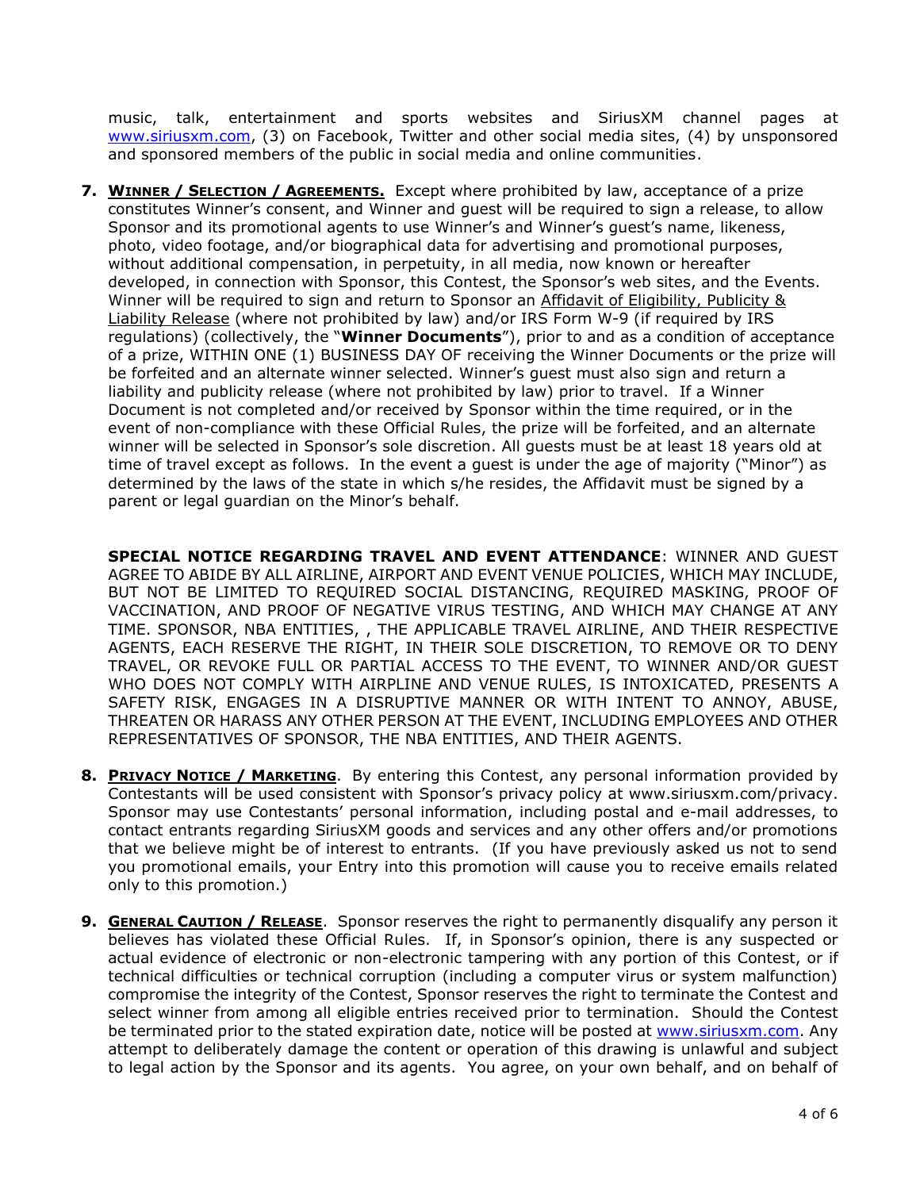music, talk, entertainment and sports websites and SiriusXM channel pages at www.siriusxm.com, (3) on Facebook, Twitter and other social media sites, (4) by unsponsored and sponsored members of the public in social media and online communities.

7. **WINNER / SELECTION / AGREEMENTS.** Except where prohibited by law, acceptance of a prize constitutes Winner's consent, and Winner and guest will be required to sign a release, to allow Sponsor and its promotional agents to use Winner's and Winner's guest's name, likeness, photo, video footage, and/or biographical data for advertising and promotional purposes, without additional compensation, in perpetuity, in all media, now known or hereafter developed, in connection with Sponsor, this Contest, the Sponsor's web sites, and the Events. Winner will be required to sign and return to Sponsor an Affidavit of Eligibility, Publicity & Liability Release (where not prohibited by law) and/or IRS Form W-9 (if required by IRS regulations) (collectively, the "**Winner Documents**"), prior to and as a condition of acceptance of a prize, WITHIN ONE (1) BUSINESS DAY OF receiving the Winner Documents or the prize will be forfeited and an alternate winner selected. Winner's guest must also sign and return a liability and publicity release (where not prohibited by law) prior to travel. If a Winner Document is not completed and/or received by Sponsor within the time required, or in the event of non-compliance with these Official Rules, the prize will be forfeited, and an alternate winner will be selected in Sponsor's sole discretion. All guests must be at least 18 years old at time of travel except as follows. In the event a guest is under the age of majority ("Minor") as determined by the laws of the state in which s/he resides, the Affidavit must be signed by a parent or legal guardian on the Minor's behalf.

   **SPECIAL NOTICE REGARDING TRAVEL AND EVENT ATTENDANCE**: WINNER AND GUEST AGREE TO ABIDE BY ALL AIRLINE, AIRPORT AND EVENT VENUE POLICIES, WHICH MAY INCLUDE, BUT NOT BE LIMITED TO REQUIRED SOCIAL DISTANCING, REQUIRED MASKING, PROOF OF VACCINATION, AND PROOF OF NEGATIVE VIRUS TESTING, AND WHICH MAY CHANGE AT ANY TIME. SPONSOR, NBA ENTITIES, , THE APPLICABLE TRAVEL AIRLINE, AND THEIR RESPECTIVE AGENTS, EACH RESERVE THE RIGHT, IN THEIR SOLE DISCRETION, TO REMOVE OR TO DENY TRAVEL, OR REVOKE FULL OR PARTIAL ACCESS TO THE EVENT, TO WINNER AND/OR GUEST WHO DOES NOT COMPLY WITH AIRPLINE AND VENUE RULES, IS INTOXICATED, PRESENTS A SAFETY RISK, ENGAGES IN A DISRUPTIVE MANNER OR WITH INTENT TO ANNOY, ABUSE, THREATEN OR HARASS ANY OTHER PERSON AT THE EVENT, INCLUDING EMPLOYEES AND OTHER REPRESENTATIVES OF SPONSOR, THE NBA ENTITIES, AND THEIR AGENTS.

8. **PRIVACY NOTICE / MARKETING**. By entering this Contest, any personal information provided by Contestants will be used consistent with Sponsor's privacy policy at www.siriusxm.com/privacy. Sponsor may use Contestants' personal information, including postal and e-mail addresses, to contact entrants regarding SiriusXM goods and services and any other offers and/or promotions that we believe might be of interest to entrants. (If you have previously asked us not to send you promotional emails, your Entry into this promotion will cause you to receive emails related only to this promotion.)

9. **GENERAL CAUTION / RELEASE**. Sponsor reserves the right to permanently disqualify any person it believes has violated these Official Rules. If, in Sponsor's opinion, there is any suspected or actual evidence of electronic or non-electronic tampering with any portion of this Contest, or if technical difficulties or technical corruption (including a computer virus or system malfunction) compromise the integrity of the Contest, Sponsor reserves the right to terminate the Contest and select winner from among all eligible entries received prior to termination. Should the Contest be terminated prior to the stated expiration date, notice will be posted at www.siriusxm.com. Any attempt to deliberately damage the content or operation of this drawing is unlawful and subject to legal action by the Sponsor and its agents. You agree, on your own behalf, and on behalf of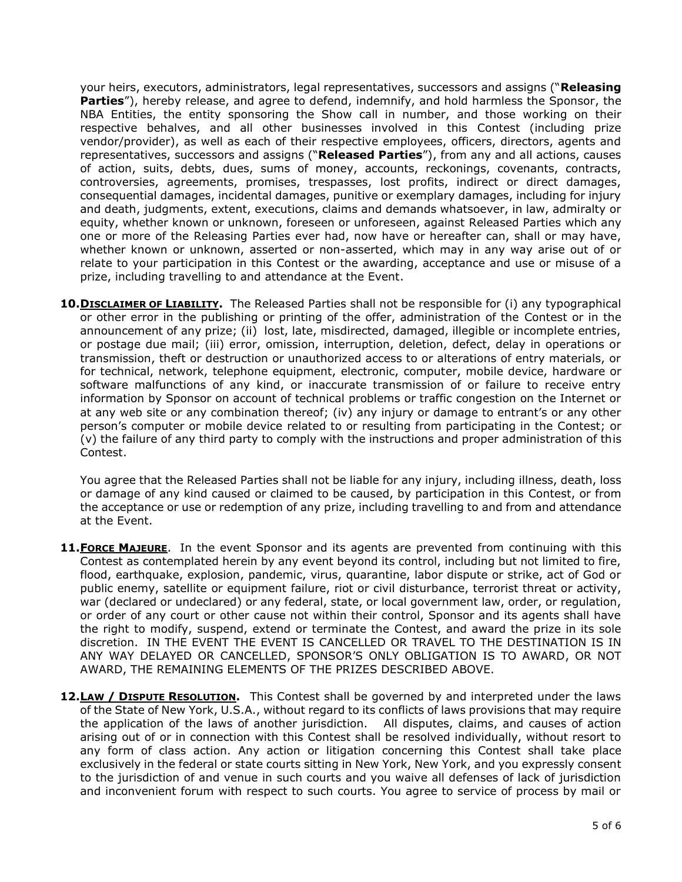your heirs, executors, administrators, legal representatives, successors and assigns ("**Releasing Parties**"), hereby release, and agree to defend, indemnify, and hold harmless the Sponsor, the NBA Entities, the entity sponsoring the Show call in number, and those working on their respective behalves, and all other businesses involved in this Contest (including prize vendor/provider), as well as each of their respective employees, officers, directors, agents and representatives, successors and assigns ("**Released Parties**"), from any and all actions, causes of action, suits, debts, dues, sums of money, accounts, reckonings, covenants, contracts, controversies, agreements, promises, trespasses, lost profits, indirect or direct damages, consequential damages, incidental damages, punitive or exemplary damages, including for injury and death, judgments, extent, executions, claims and demands whatsoever, in law, admiralty or equity, whether known or unknown, foreseen or unforeseen, against Released Parties which any one or more of the Releasing Parties ever had, now have or hereafter can, shall or may have, whether known or unknown, asserted or non-asserted, which may in any way arise out of or relate to your participation in this Contest or the awarding, acceptance and use or misuse of a prize, including travelling to and attendance at the Event.

10. **DISCLAIMER OF LIABILITY.** The Released Parties shall not be responsible for (i) any typographical or other error in the publishing or printing of the offer, administration of the Contest or in the announcement of any prize; (ii) lost, late, misdirected, damaged, illegible or incomplete entries, or postage due mail; (iii) error, omission, interruption, deletion, defect, delay in operations or transmission, theft or destruction or unauthorized access to or alterations of entry materials, or for technical, network, telephone equipment, electronic, computer, mobile device, hardware or software malfunctions of any kind, or inaccurate transmission of or failure to receive entry information by Sponsor on account of technical problems or traffic congestion on the Internet or at any web site or any combination thereof; (iv) any injury or damage to entrant's or any other person's computer or mobile device related to or resulting from participating in the Contest; or (v) the failure of any third party to comply with the instructions and proper administration of this Contest.

    You agree that the Released Parties shall not be liable for any injury, including illness, death, loss or damage of any kind caused or claimed to be caused, by participation in this Contest, or from the acceptance or use or redemption of any prize, including travelling to and from and attendance at the Event.

11. **FORCE MAJEURE**. In the event Sponsor and its agents are prevented from continuing with this Contest as contemplated herein by any event beyond its control, including but not limited to fire, flood, earthquake, explosion, pandemic, virus, quarantine, labor dispute or strike, act of God or public enemy, satellite or equipment failure, riot or civil disturbance, terrorist threat or activity, war (declared or undeclared) or any federal, state, or local government law, order, or regulation, or order of any court or other cause not within their control, Sponsor and its agents shall have the right to modify, suspend, extend or terminate the Contest, and award the prize in its sole discretion. IN THE EVENT THE EVENT IS CANCELLED OR TRAVEL TO THE DESTINATION IS IN ANY WAY DELAYED OR CANCELLED, SPONSOR'S ONLY OBLIGATION IS TO AWARD, OR NOT AWARD, THE REMAINING ELEMENTS OF THE PRIZES DESCRIBED ABOVE.

12. **LAW / DISPUTE RESOLUTION.** This Contest shall be governed by and interpreted under the laws of the State of New York, U.S.A., without regard to its conflicts of laws provisions that may require the application of the laws of another jurisdiction. All disputes, claims, and causes of action arising out of or in connection with this Contest shall be resolved individually, without resort to any form of class action. Any action or litigation concerning this Contest shall take place exclusively in the federal or state courts sitting in New York, New York, and you expressly consent to the jurisdiction of and venue in such courts and you waive all defenses of lack of jurisdiction and inconvenient forum with respect to such courts. You agree to service of process by mail or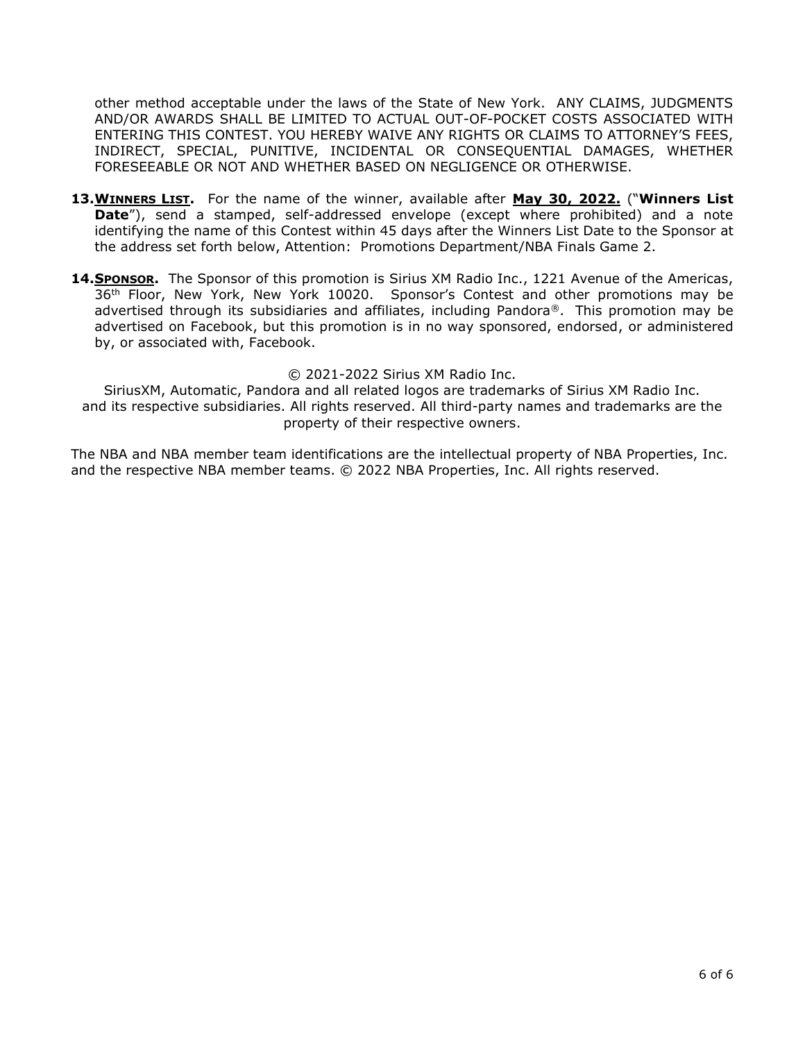other method acceptable under the laws of the State of New York. ANY CLAIMS, JUDGMENTS AND/OR AWARDS SHALL BE LIMITED TO ACTUAL OUT-OF-POCKET COSTS ASSOCIATED WITH ENTERING THIS CONTEST. YOU HEREBY WAIVE ANY RIGHTS OR CLAIMS TO ATTORNEY'S FEES, INDIRECT, SPECIAL, PUNITIVE, INCIDENTAL OR CONSEQUENTIAL DAMAGES, WHETHER FORESEEABLE OR NOT AND WHETHER BASED ON NEGLIGENCE OR OTHERWISE.

13. **WINNERS LIST.** For the name of the winner, available after **May 30, 2022.** ("**Winners List Date**"), send a stamped, self-addressed envelope (except where prohibited) and a note identifying the name of this Contest within 45 days after the Winners List Date to the Sponsor at the address set forth below, Attention: Promotions Department/NBA Finals Game 2.

14. **SPONSOR.** The Sponsor of this promotion is Sirius XM Radio Inc., 1221 Avenue of the Americas, 36th Floor, New York, New York 10020. Sponsor's Contest and other promotions may be advertised through its subsidiaries and affiliates, including Pandora®. This promotion may be advertised on Facebook, but this promotion is in no way sponsored, endorsed, or administered by, or associated with, Facebook.

© 2021-2022 Sirius XM Radio Inc.
SiriusXM, Automatic, Pandora and all related logos are trademarks of Sirius XM Radio Inc. and its respective subsidiaries. All rights reserved. All third-party names and trademarks are the property of their respective owners.

The NBA and NBA member team identifications are the intellectual property of NBA Properties, Inc. and the respective NBA member teams. © 2022 NBA Properties, Inc. All rights reserved.